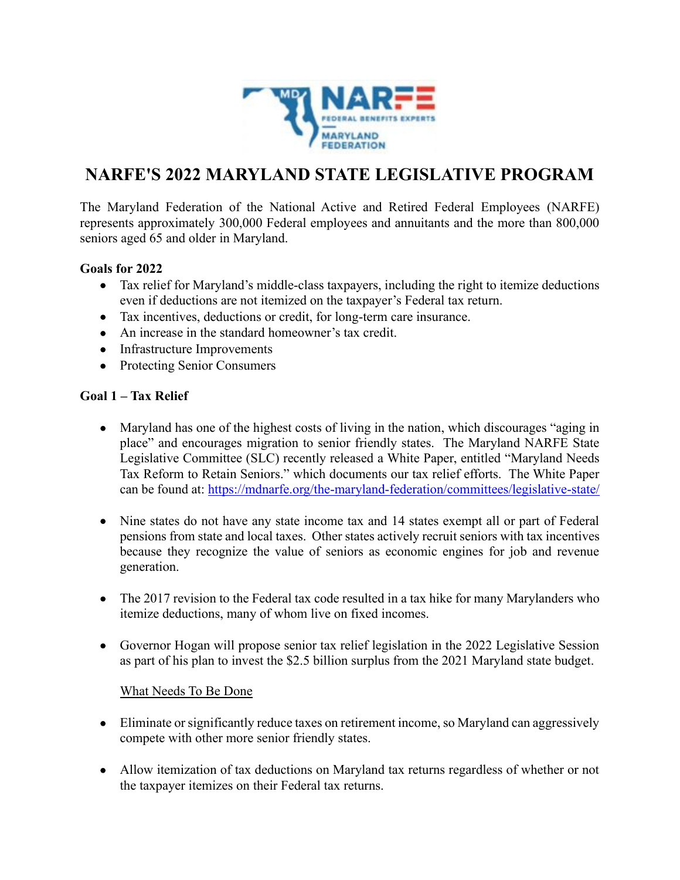# NARFE'S 2022 MARYLAND STATE LEGISLATIVE PROGRAM

The Maryland Federation of the National Active and Retired Federal Employees (NARFE) represents approximately 300,000 Federal employees and annuitants and the more than 800,000 seniors aged 65 and older in Maryland.

**Goals for 2022**

- Tax relief for Maryland's middle-class taxpayers, including the right to itemize deductions even if deductions are not itemized on the taxpayer's Federal tax return.
- Tax incentives, deductions or credit, for long-term care insurance.
- An increase in the standard homeowner's tax credit.
- Infrastructure Improvements
- Protecting Senior Consumers

**Goal 1 – Tax Relief**

- Maryland has one of the highest costs of living in the nation, which discourages "aging in place" and encourages migration to senior friendly states. The Maryland NARFE State Legislative Committee (SLC) recently released a White Paper, entitled "Maryland Needs Tax Reform to Retain Seniors." which documents our tax relief efforts. The White Paper can be found at: https://mdnarfe.org/the-maryland-federation/committees/legislative-state/

- Nine states do not have any state income tax and 14 states exempt all or part of Federal pensions from state and local taxes. Other states actively recruit seniors with tax incentives because they recognize the value of seniors as economic engines for job and revenue generation.

- The 2017 revision to the Federal tax code resulted in a tax hike for many Marylanders who itemize deductions, many of whom live on fixed incomes.

- Governor Hogan will propose senior tax relief legislation in the 2022 Legislative Session as part of his plan to invest the $2.5 billion surplus from the 2021 Maryland state budget.

What Needs To Be Done

- Eliminate or significantly reduce taxes on retirement income, so Maryland can aggressively compete with other more senior friendly states.

- Allow itemization of tax deductions on Maryland tax returns regardless of whether or not the taxpayer itemizes on their Federal tax returns.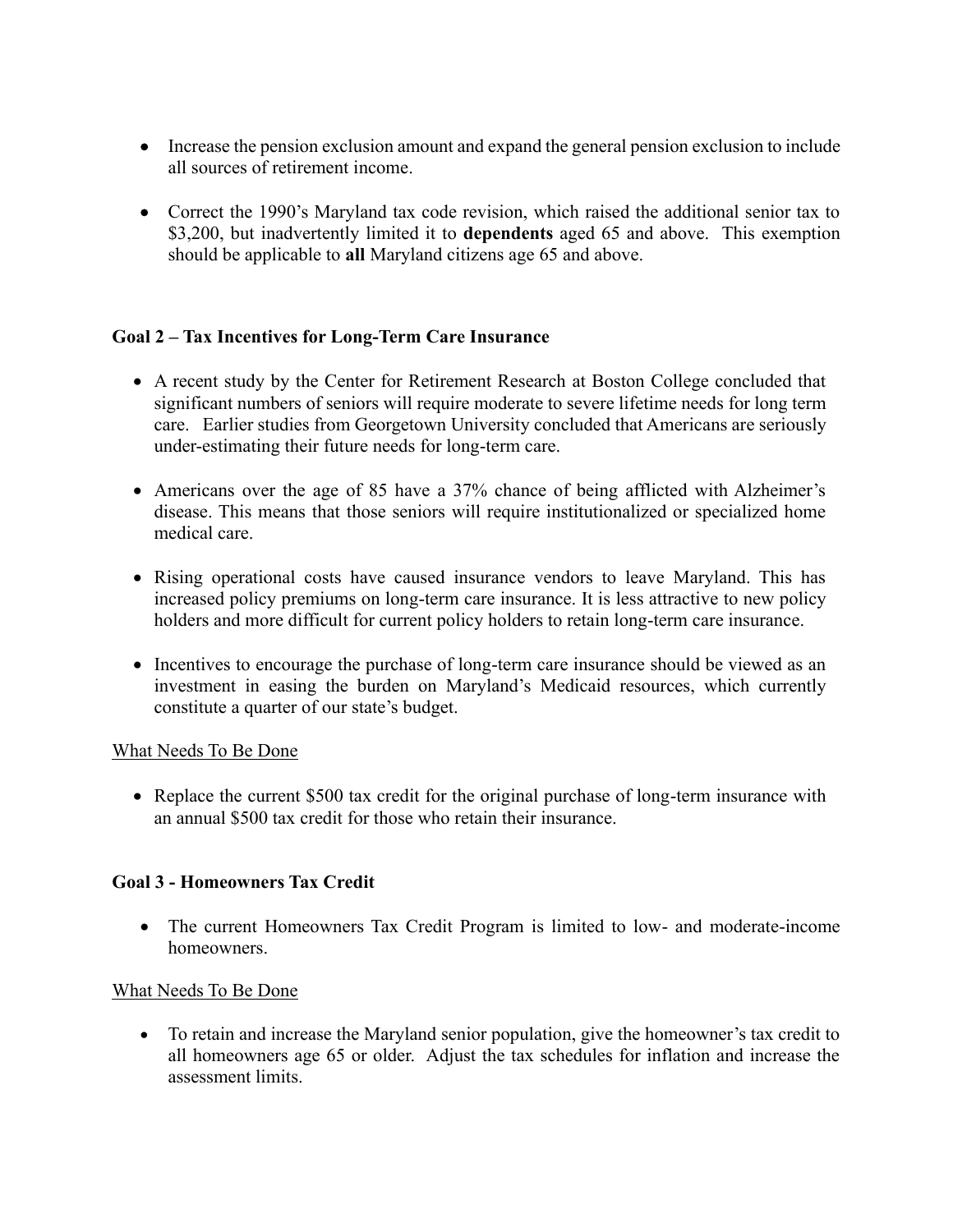- Increase the pension exclusion amount and expand the general pension exclusion to include all sources of retirement income.

- Correct the 1990's Maryland tax code revision, which raised the additional senior tax to $3,200, but inadvertently limited it to **dependents** aged 65 and above. This exemption should be applicable to **all** Maryland citizens age 65 and above.

### Goal 2 – Tax Incentives for Long-Term Care Insurance

- A recent study by the Center for Retirement Research at Boston College concluded that significant numbers of seniors will require moderate to severe lifetime needs for long term care. Earlier studies from Georgetown University concluded that Americans are seriously under-estimating their future needs for long-term care.

- Americans over the age of 85 have a 37% chance of being afflicted with Alzheimer's disease. This means that those seniors will require institutionalized or specialized home medical care.

- Rising operational costs have caused insurance vendors to leave Maryland. This has increased policy premiums on long-term care insurance. It is less attractive to new policy holders and more difficult for current policy holders to retain long-term care insurance.

- Incentives to encourage the purchase of long-term care insurance should be viewed as an investment in easing the burden on Maryland's Medicaid resources, which currently constitute a quarter of our state's budget.

<u>What Needs To Be Done</u>

- Replace the current $500 tax credit for the original purchase of long-term insurance with an annual $500 tax credit for those who retain their insurance.

### Goal 3 - Homeowners Tax Credit

- The current Homeowners Tax Credit Program is limited to low- and moderate-income homeowners.

<u>What Needs To Be Done</u>

- To retain and increase the Maryland senior population, give the homeowner's tax credit to all homeowners age 65 or older. Adjust the tax schedules for inflation and increase the assessment limits.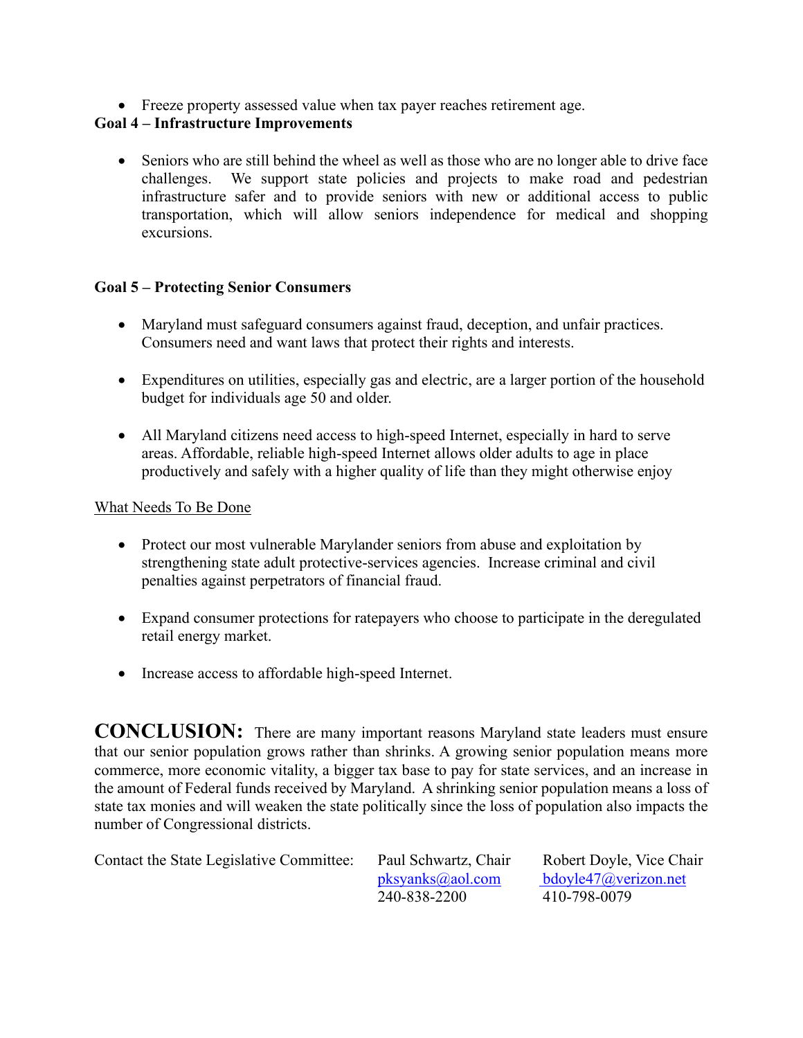- Freeze property assessed value when tax payer reaches retirement age.

**Goal 4 – Infrastructure Improvements**

- Seniors who are still behind the wheel as well as those who are no longer able to drive face challenges. We support state policies and projects to make road and pedestrian infrastructure safer and to provide seniors with new or additional access to public transportation, which will allow seniors independence for medical and shopping excursions.

**Goal 5 – Protecting Senior Consumers**

- Maryland must safeguard consumers against fraud, deception, and unfair practices. Consumers need and want laws that protect their rights and interests.

- Expenditures on utilities, especially gas and electric, are a larger portion of the household budget for individuals age 50 and older.

- All Maryland citizens need access to high-speed Internet, especially in hard to serve areas. Affordable, reliable high-speed Internet allows older adults to age in place productively and safely with a higher quality of life than they might otherwise enjoy

What Needs To Be Done

- Protect our most vulnerable Marylander seniors from abuse and exploitation by strengthening state adult protective-services agencies. Increase criminal and civil penalties against perpetrators of financial fraud.

- Expand consumer protections for ratepayers who choose to participate in the deregulated retail energy market.

- Increase access to affordable high-speed Internet.

**CONCLUSION:** There are many important reasons Maryland state leaders must ensure that our senior population grows rather than shrinks. A growing senior population means more commerce, more economic vitality, a bigger tax base to pay for state services, and an increase in the amount of Federal funds received by Maryland. A shrinking senior population means a loss of state tax monies and will weaken the state politically since the loss of population also impacts the number of Congressional districts.

Contact the State Legislative Committee:

Paul Schwartz, Chair
pksyanks@aol.com
240-838-2200

Robert Doyle, Vice Chair
bdoyle47@verizon.net
410-798-0079